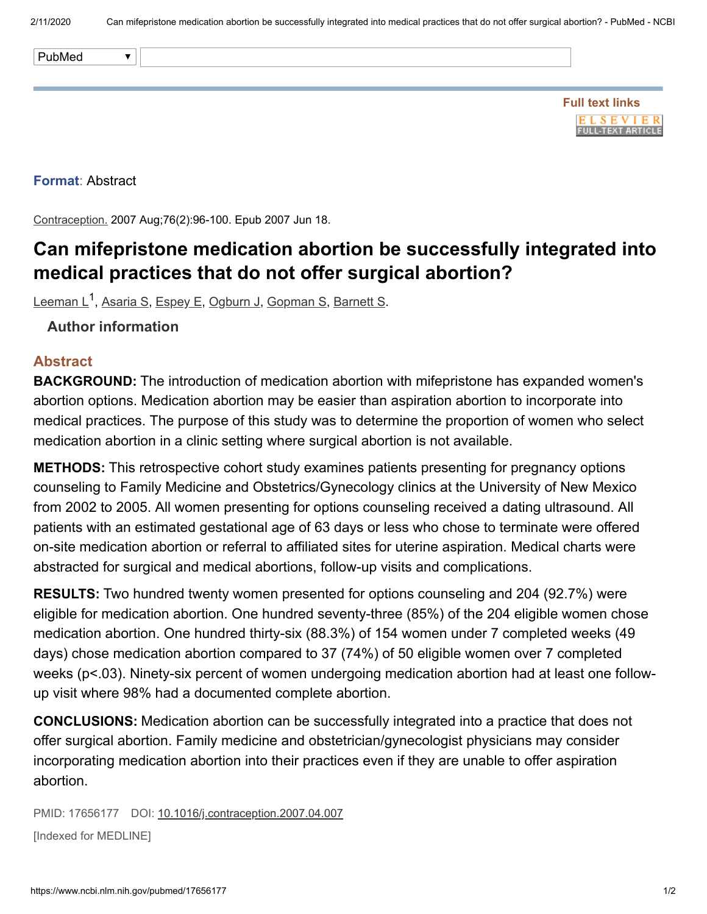Format: Abstract

Contraception. 2007 Aug;76(2):96-100. Epub 2007 Jun 18.

# Can mifepristone medication abortion be successfully integrated into medical practices that do not offer surgical abortion?

Leeman L[1], Asaria S, Espey E, Ogburn J, Gopman S, Barnett S.

**Author information**

## Abstract

**BACKGROUND:** The introduction of medication abortion with mifepristone has expanded women's abortion options. Medication abortion may be easier than aspiration abortion to incorporate into medical practices. The purpose of this study was to determine the proportion of women who select medication abortion in a clinic setting where surgical abortion is not available.

**METHODS:** This retrospective cohort study examines patients presenting for pregnancy options counseling to Family Medicine and Obstetrics/Gynecology clinics at the University of New Mexico from 2002 to 2005. All women presenting for options counseling received a dating ultrasound. All patients with an estimated gestational age of 63 days or less who chose to terminate were offered on-site medication abortion or referral to affiliated sites for uterine aspiration. Medical charts were abstracted for surgical and medical abortions, follow-up visits and complications.

**RESULTS:** Two hundred twenty women presented for options counseling and 204 (92.7%) were eligible for medication abortion. One hundred seventy-three (85%) of the 204 eligible women chose medication abortion. One hundred thirty-six (88.3%) of 154 women under 7 completed weeks (49 days) chose medication abortion compared to 37 (74%) of 50 eligible women over 7 completed weeks ($p<.03$). Ninety-six percent of women undergoing medication abortion had at least one follow-up visit where 98% had a documented complete abortion.

**CONCLUSIONS:** Medication abortion can be successfully integrated into a practice that does not offer surgical abortion. Family medicine and obstetrician/gynecologist physicians may consider incorporating medication abortion into their practices even if they are unable to offer aspiration abortion.

PMID: 17656177 DOI: 10.1016/j.contraception.2007.04.007

[Indexed for MEDLINE]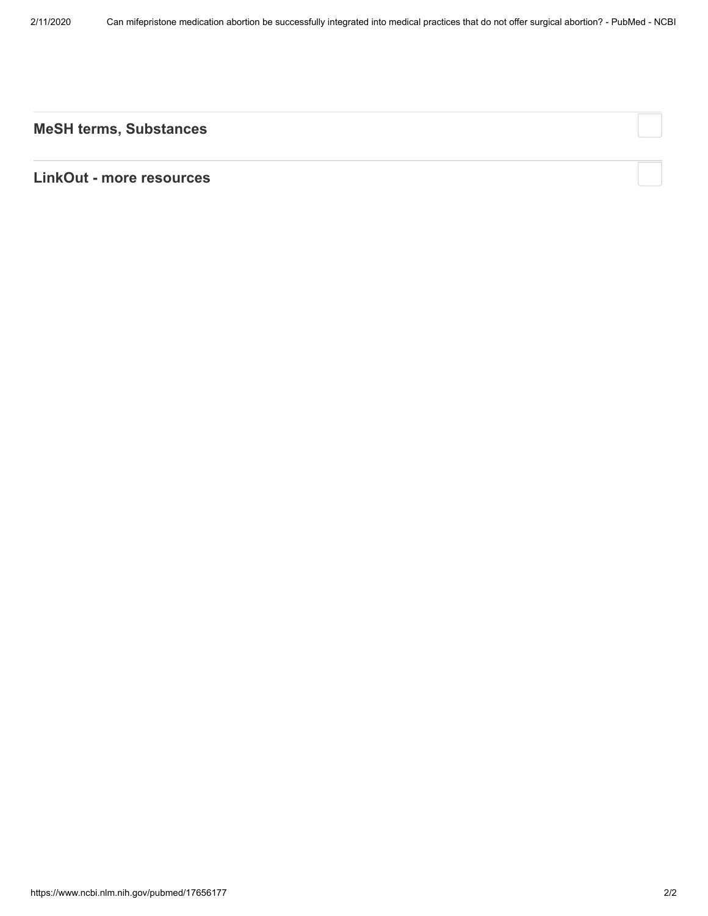## MeSH terms, Substances

## LinkOut - more resources